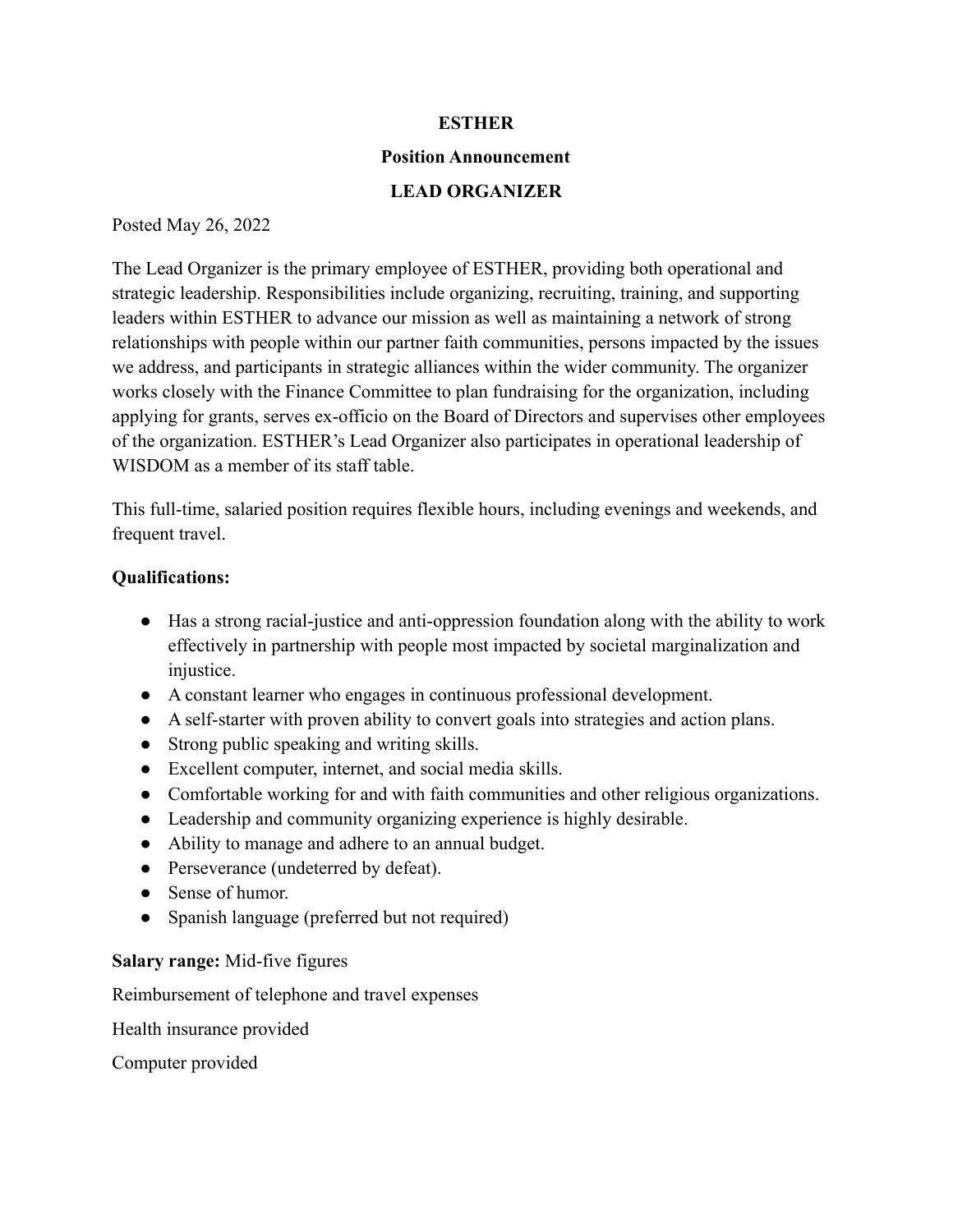# ESTHER

## Position Announcement

## LEAD ORGANIZER

Posted May 26, 2022

The Lead Organizer is the primary employee of ESTHER, providing both operational and strategic leadership. Responsibilities include organizing, recruiting, training, and supporting leaders within ESTHER to advance our mission as well as maintaining a network of strong relationships with people within our partner faith communities, persons impacted by the issues we address, and participants in strategic alliances within the wider community. The organizer works closely with the Finance Committee to plan fundraising for the organization, including applying for grants, serves ex-officio on the Board of Directors and supervises other employees of the organization. ESTHER's Lead Organizer also participates in operational leadership of WISDOM as a member of its staff table.

This full-time, salaried position requires flexible hours, including evenings and weekends, and frequent travel.

**Qualifications:**

- Has a strong racial-justice and anti-oppression foundation along with the ability to work effectively in partnership with people most impacted by societal marginalization and injustice.
- A constant learner who engages in continuous professional development.
- A self-starter with proven ability to convert goals into strategies and action plans.
- Strong public speaking and writing skills.
- Excellent computer, internet, and social media skills.
- Comfortable working for and with faith communities and other religious organizations.
- Leadership and community organizing experience is highly desirable.
- Ability to manage and adhere to an annual budget.
- Perseverance (undeterred by defeat).
- Sense of humor.
- Spanish language (preferred but not required)

**Salary range:** Mid-five figures

Reimbursement of telephone and travel expenses

Health insurance provided

Computer provided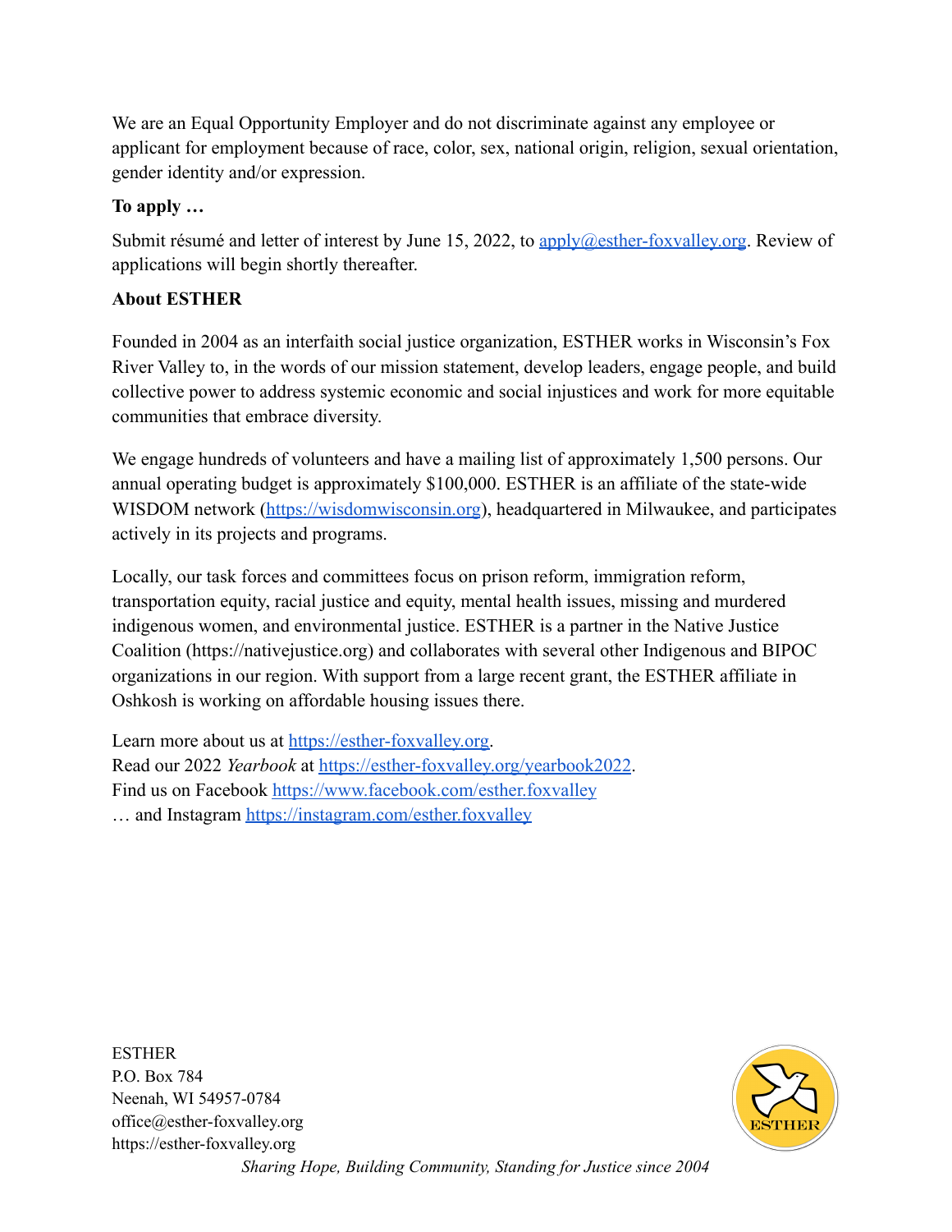We are an Equal Opportunity Employer and do not discriminate against any employee or applicant for employment because of race, color, sex, national origin, religion, sexual orientation, gender identity and/or expression.

**To apply …**

Submit résumé and letter of interest by June 15, 2022, to apply@esther-foxvalley.org. Review of applications will begin shortly thereafter.

**About ESTHER**

Founded in 2004 as an interfaith social justice organization, ESTHER works in Wisconsin's Fox River Valley to, in the words of our mission statement, develop leaders, engage people, and build collective power to address systemic economic and social injustices and work for more equitable communities that embrace diversity.

We engage hundreds of volunteers and have a mailing list of approximately 1,500 persons. Our annual operating budget is approximately $100,000. ESTHER is an affiliate of the state-wide WISDOM network (https://wisdomwisconsin.org), headquartered in Milwaukee, and participates actively in its projects and programs.

Locally, our task forces and committees focus on prison reform, immigration reform, transportation equity, racial justice and equity, mental health issues, missing and murdered indigenous women, and environmental justice. ESTHER is a partner in the Native Justice Coalition (https://nativejustice.org) and collaborates with several other Indigenous and BIPOC organizations in our region. With support from a large recent grant, the ESTHER affiliate in Oshkosh is working on affordable housing issues there.

Learn more about us at https://esther-foxvalley.org.
Read our 2022 *Yearbook* at https://esther-foxvalley.org/yearbook2022.
Find us on Facebook https://www.facebook.com/esther.foxvalley
… and Instagram https://instagram.com/esther.foxvalley

ESTHER
P.O. Box 784
Neenah, WI 54957-0784
office@esther-foxvalley.org
https://esther-foxvalley.org

ESTHER

*Sharing Hope, Building Community, Standing for Justice since 2004*